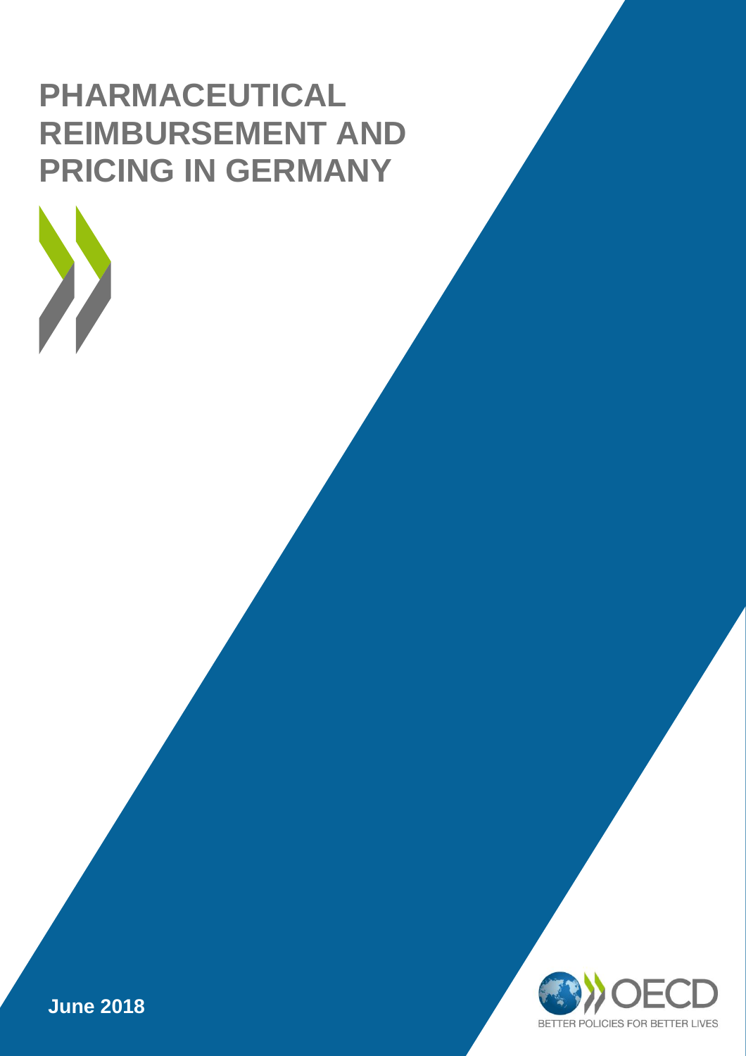# PHARMACEUTICAL REIMBURSEMENT AND PRICING IN GERMANY

**June 2018**

OECD

BETTER POLICIES FOR BETTER LIVES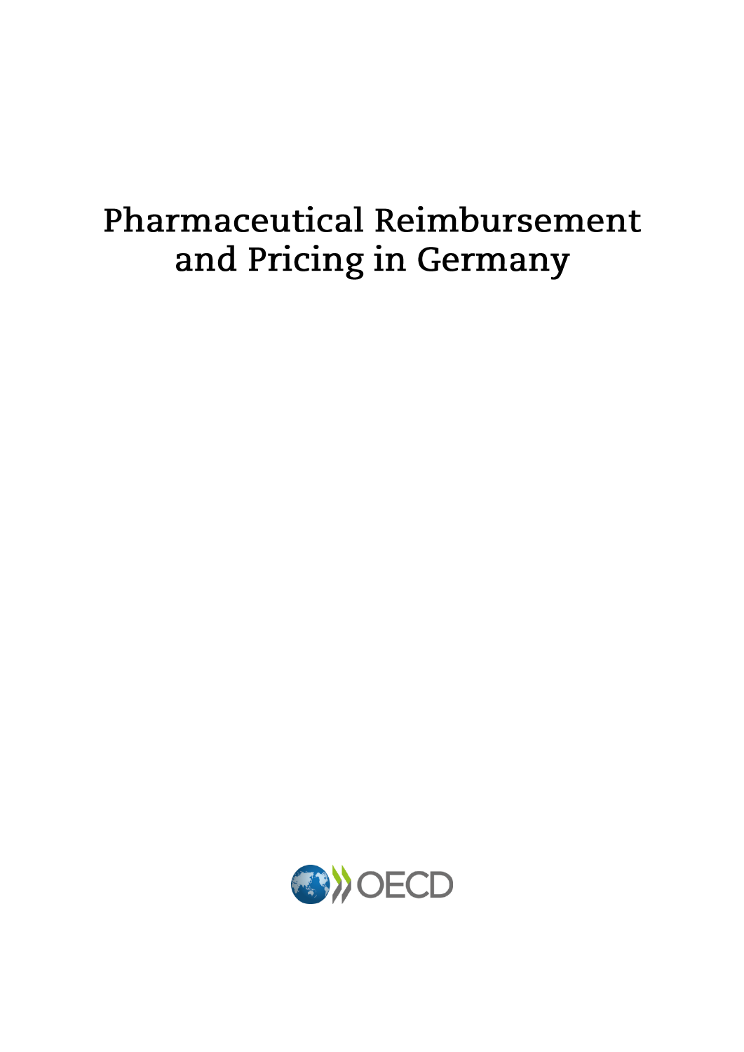# Pharmaceutical Reimbursement and Pricing in Germany

OECD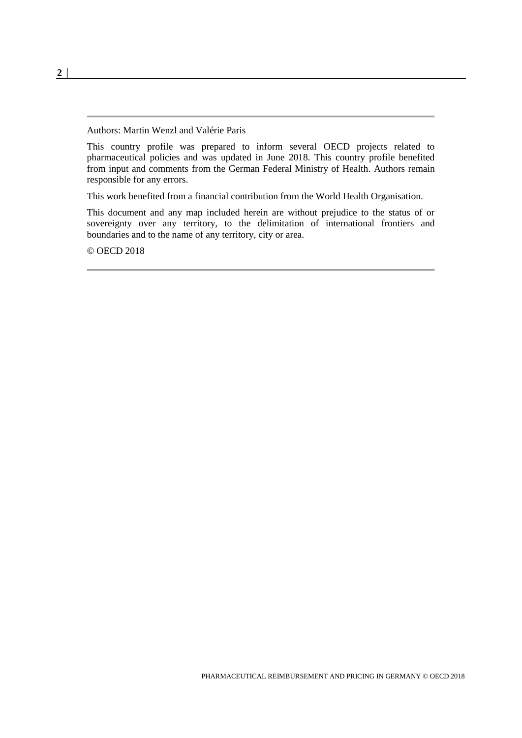Authors: Martin Wenzl and Valérie Paris

This country profile was prepared to inform several OECD projects related to pharmaceutical policies and was updated in June 2018. This country profile benefited from input and comments from the German Federal Ministry of Health. Authors remain responsible for any errors.

This work benefited from a financial contribution from the World Health Organisation.

This document and any map included herein are without prejudice to the status of or sovereignty over any territory, to the delimitation of international frontiers and boundaries and to the name of any territory, city or area.

© OECD 2018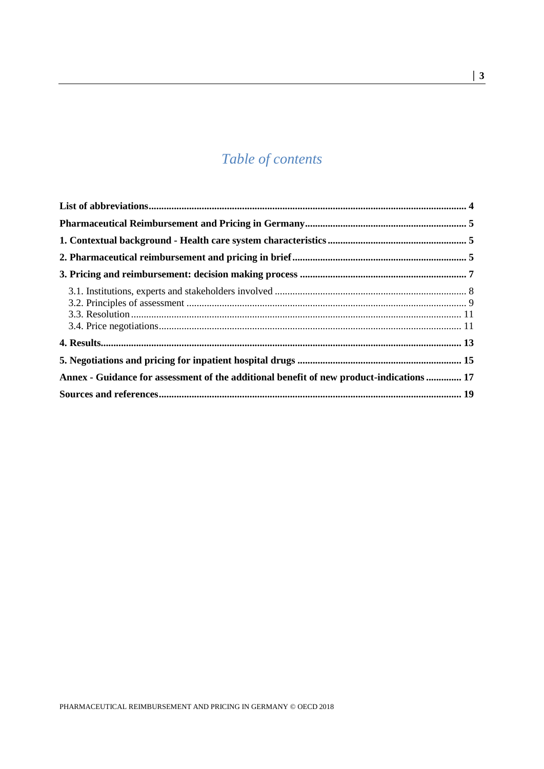# Table of contents

**List of abbreviations** ........ **4**

**Pharmaceutical Reimbursement and Pricing in Germany** ........ **5**

**1. Contextual background - Health care system characteristics** ........ **5**

**2. Pharmaceutical reimbursement and pricing in brief** ........ **5**

**3. Pricing and reimbursement: decision making process** ........ **7**

- 3.1. Institutions, experts and stakeholders involved ........ 8
- 3.2. Principles of assessment ........ 9
- 3.3. Resolution ........ 11
- 3.4. Price negotiations ........ 11

**4. Results** ........ **13**

**5. Negotiations and pricing for inpatient hospital drugs** ........ **15**

**Annex - Guidance for assessment of the additional benefit of new product-indications** ........ **17**

**Sources and references** ........ **19**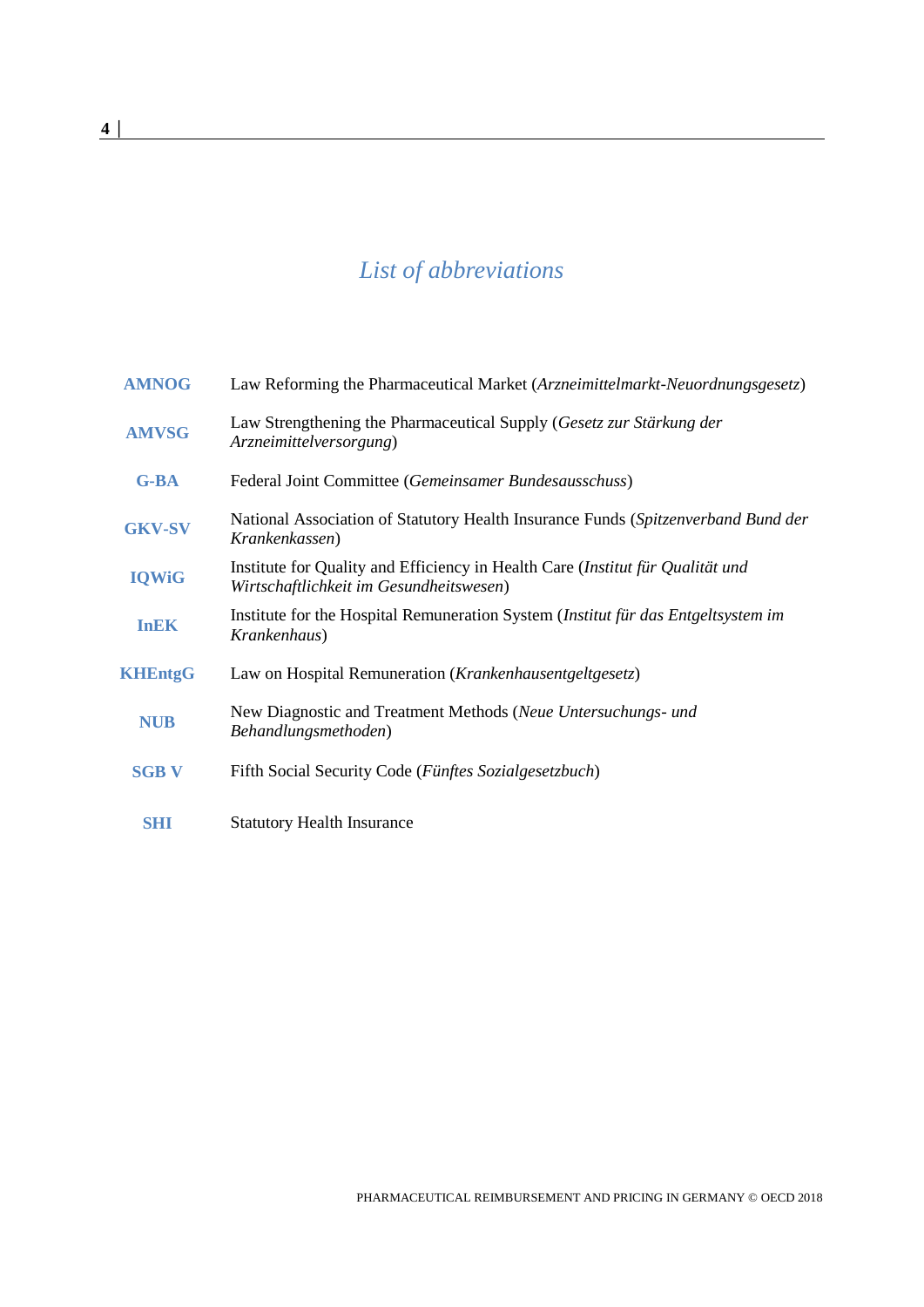# List of abbreviations

| | |
|---|---|
| **AMNOG** | Law Reforming the Pharmaceutical Market (*Arzneimittelmarkt-Neuordnungsgesetz*) |
| **AMVSG** | Law Strengthening the Pharmaceutical Supply (*Gesetz zur Stärkung der Arzneimittelversorgung*) |
| **G-BA** | Federal Joint Committee (*Gemeinsamer Bundesausschuss*) |
| **GKV-SV** | National Association of Statutory Health Insurance Funds (*Spitzenverband Bund der Krankenkassen*) |
| **IQWiG** | Institute for Quality and Efficiency in Health Care (*Institut für Qualität und Wirtschaftlichkeit im Gesundheitswesen*) |
| **InEK** | Institute for the Hospital Remuneration System (*Institut für das Entgeltsystem im Krankenhaus*) |
| **KHEntgG** | Law on Hospital Remuneration (*Krankenhausentgeltgesetz*) |
| **NUB** | New Diagnostic and Treatment Methods (*Neue Untersuchungs- und Behandlungsmethoden*) |
| **SGB V** | Fifth Social Security Code (*Fünftes Sozialgesetzbuch*) |
| **SHI** | Statutory Health Insurance |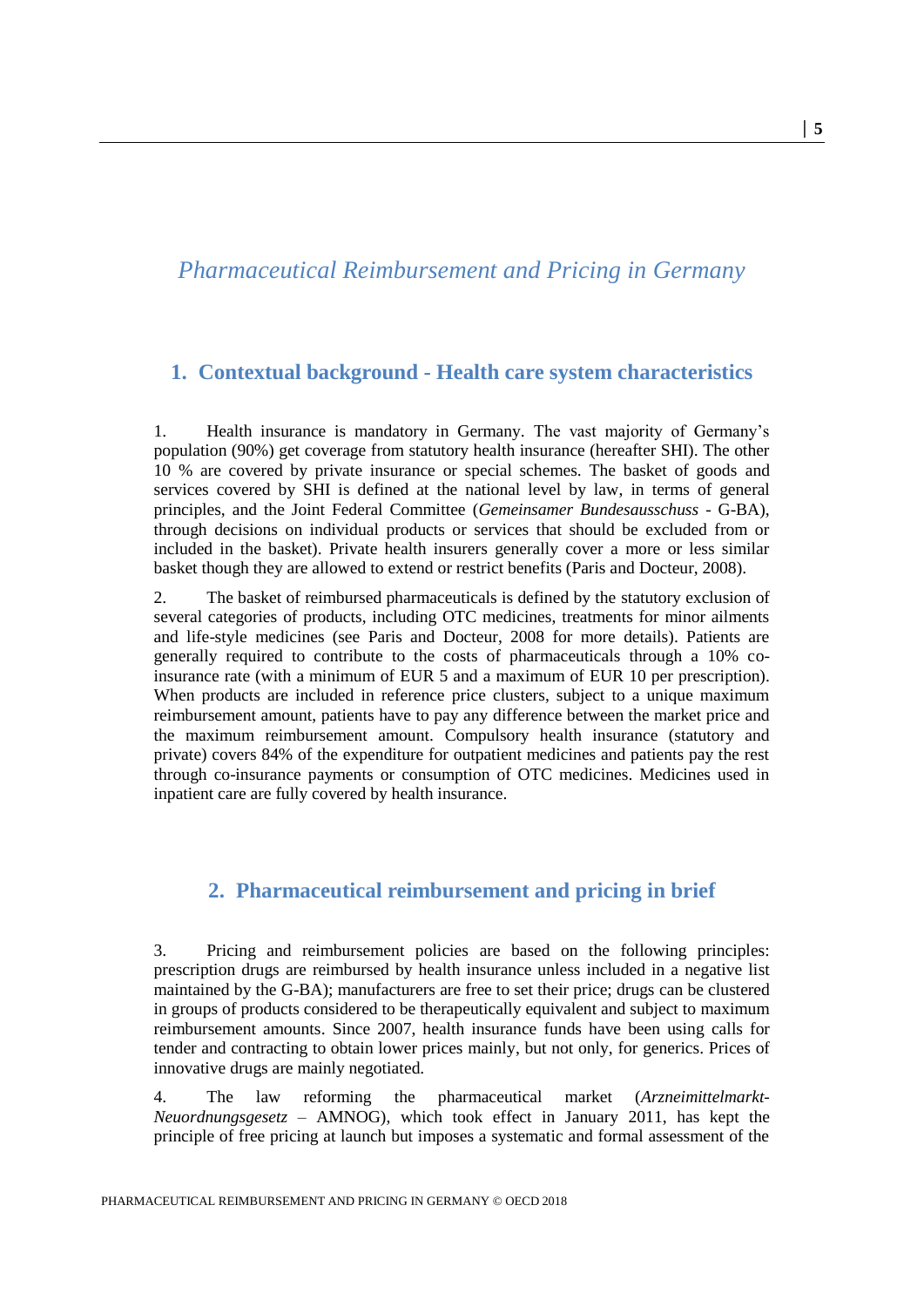# *Pharmaceutical Reimbursement and Pricing in Germany*

## 1. Contextual background - Health care system characteristics

1. Health insurance is mandatory in Germany. The vast majority of Germany's population (90%) get coverage from statutory health insurance (hereafter SHI). The other 10 % are covered by private insurance or special schemes. The basket of goods and services covered by SHI is defined at the national level by law, in terms of general principles, and the Joint Federal Committee (*Gemeinsamer Bundesausschuss* - G-BA), through decisions on individual products or services that should be excluded from or included in the basket). Private health insurers generally cover a more or less similar basket though they are allowed to extend or restrict benefits (Paris and Docteur, 2008).

2. The basket of reimbursed pharmaceuticals is defined by the statutory exclusion of several categories of products, including OTC medicines, treatments for minor ailments and life-style medicines (see Paris and Docteur, 2008 for more details). Patients are generally required to contribute to the costs of pharmaceuticals through a 10% co-insurance rate (with a minimum of EUR 5 and a maximum of EUR 10 per prescription). When products are included in reference price clusters, subject to a unique maximum reimbursement amount, patients have to pay any difference between the market price and the maximum reimbursement amount. Compulsory health insurance (statutory and private) covers 84% of the expenditure for outpatient medicines and patients pay the rest through co-insurance payments or consumption of OTC medicines. Medicines used in inpatient care are fully covered by health insurance.

## 2. Pharmaceutical reimbursement and pricing in brief

3. Pricing and reimbursement policies are based on the following principles: prescription drugs are reimbursed by health insurance unless included in a negative list maintained by the G-BA); manufacturers are free to set their price; drugs can be clustered in groups of products considered to be therapeutically equivalent and subject to maximum reimbursement amounts. Since 2007, health insurance funds have been using calls for tender and contracting to obtain lower prices mainly, but not only, for generics. Prices of innovative drugs are mainly negotiated.

4. The law reforming the pharmaceutical market (*Arzneimittelmarkt-Neuordnungsgesetz* – AMNOG), which took effect in January 2011, has kept the principle of free pricing at launch but imposes a systematic and formal assessment of the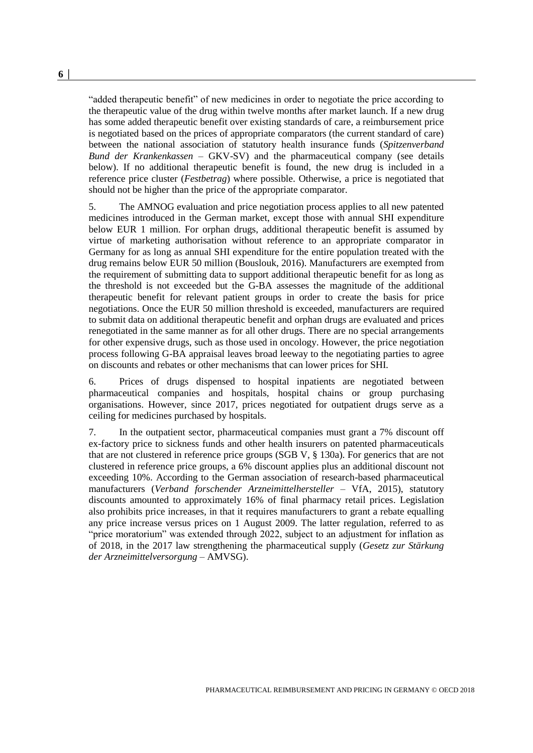"added therapeutic benefit" of new medicines in order to negotiate the price according to the therapeutic value of the drug within twelve months after market launch. If a new drug has some added therapeutic benefit over existing standards of care, a reimbursement price is negotiated based on the prices of appropriate comparators (the current standard of care) between the national association of statutory health insurance funds (*Spitzenverband Bund der Krankenkassen* – GKV-SV) and the pharmaceutical company (see details below). If no additional therapeutic benefit is found, the new drug is included in a reference price cluster (*Festbetrag*) where possible. Otherwise, a price is negotiated that should not be higher than the price of the appropriate comparator.

5. The AMNOG evaluation and price negotiation process applies to all new patented medicines introduced in the German market, except those with annual SHI expenditure below EUR 1 million. For orphan drugs, additional therapeutic benefit is assumed by virtue of marketing authorisation without reference to an appropriate comparator in Germany for as long as annual SHI expenditure for the entire population treated with the drug remains below EUR 50 million (Bouslouk, 2016). Manufacturers are exempted from the requirement of submitting data to support additional therapeutic benefit for as long as the threshold is not exceeded but the G-BA assesses the magnitude of the additional therapeutic benefit for relevant patient groups in order to create the basis for price negotiations. Once the EUR 50 million threshold is exceeded, manufacturers are required to submit data on additional therapeutic benefit and orphan drugs are evaluated and prices renegotiated in the same manner as for all other drugs. There are no special arrangements for other expensive drugs, such as those used in oncology. However, the price negotiation process following G-BA appraisal leaves broad leeway to the negotiating parties to agree on discounts and rebates or other mechanisms that can lower prices for SHI.

6. Prices of drugs dispensed to hospital inpatients are negotiated between pharmaceutical companies and hospitals, hospital chains or group purchasing organisations. However, since 2017, prices negotiated for outpatient drugs serve as a ceiling for medicines purchased by hospitals.

7. In the outpatient sector, pharmaceutical companies must grant a 7% discount off ex-factory price to sickness funds and other health insurers on patented pharmaceuticals that are not clustered in reference price groups (SGB V, § 130a). For generics that are not clustered in reference price groups, a 6% discount applies plus an additional discount not exceeding 10%. According to the German association of research-based pharmaceutical manufacturers (*Verband forschender Arzneimittelhersteller* – VfA, 2015), statutory discounts amounted to approximately 16% of final pharmacy retail prices. Legislation also prohibits price increases, in that it requires manufacturers to grant a rebate equalling any price increase versus prices on 1 August 2009. The latter regulation, referred to as "price moratorium" was extended through 2022, subject to an adjustment for inflation as of 2018, in the 2017 law strengthening the pharmaceutical supply (*Gesetz zur Stärkung der Arzneimittelversorgung* – AMVSG).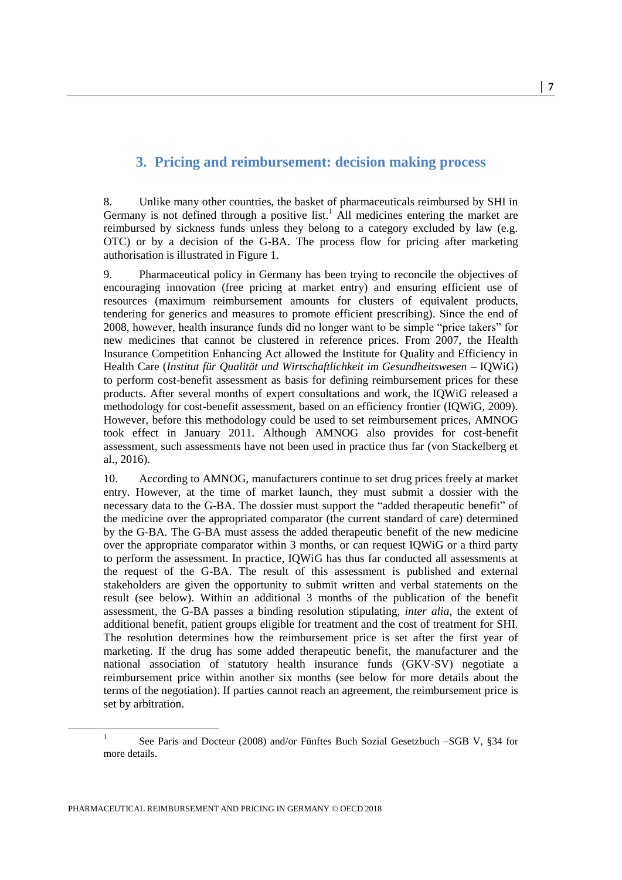## 3. Pricing and reimbursement: decision making process

8. Unlike many other countries, the basket of pharmaceuticals reimbursed by SHI in Germany is not defined through a positive list.[1] All medicines entering the market are reimbursed by sickness funds unless they belong to a category excluded by law (e.g. OTC) or by a decision of the G-BA. The process flow for pricing after marketing authorisation is illustrated in Figure 1.

9. Pharmaceutical policy in Germany has been trying to reconcile the objectives of encouraging innovation (free pricing at market entry) and ensuring efficient use of resources (maximum reimbursement amounts for clusters of equivalent products, tendering for generics and measures to promote efficient prescribing). Since the end of 2008, however, health insurance funds did no longer want to be simple "price takers" for new medicines that cannot be clustered in reference prices. From 2007, the Health Insurance Competition Enhancing Act allowed the Institute for Quality and Efficiency in Health Care (*Institut für Qualität und Wirtschaftlichkeit im Gesundheitswesen* – IQWiG) to perform cost-benefit assessment as basis for defining reimbursement prices for these products. After several months of expert consultations and work, the IQWiG released a methodology for cost-benefit assessment, based on an efficiency frontier (IQWiG, 2009). However, before this methodology could be used to set reimbursement prices, AMNOG took effect in January 2011. Although AMNOG also provides for cost-benefit assessment, such assessments have not been used in practice thus far (von Stackelberg et al., 2016).

10. According to AMNOG, manufacturers continue to set drug prices freely at market entry. However, at the time of market launch, they must submit a dossier with the necessary data to the G-BA. The dossier must support the "added therapeutic benefit" of the medicine over the appropriated comparator (the current standard of care) determined by the G-BA. The G-BA must assess the added therapeutic benefit of the new medicine over the appropriate comparator within 3 months, or can request IQWiG or a third party to perform the assessment. In practice, IQWiG has thus far conducted all assessments at the request of the G-BA. The result of this assessment is published and external stakeholders are given the opportunity to submit written and verbal statements on the result (see below). Within an additional 3 months of the publication of the benefit assessment, the G-BA passes a binding resolution stipulating, *inter alia*, the extent of additional benefit, patient groups eligible for treatment and the cost of treatment for SHI. The resolution determines how the reimbursement price is set after the first year of marketing. If the drug has some added therapeutic benefit, the manufacturer and the national association of statutory health insurance funds (GKV-SV) negotiate a reimbursement price within another six months (see below for more details about the terms of the negotiation). If parties cannot reach an agreement, the reimbursement price is set by arbitration.

[1] See Paris and Docteur (2008) and/or Fünftes Buch Sozial Gesetzbuch –SGB V, §34 for more details.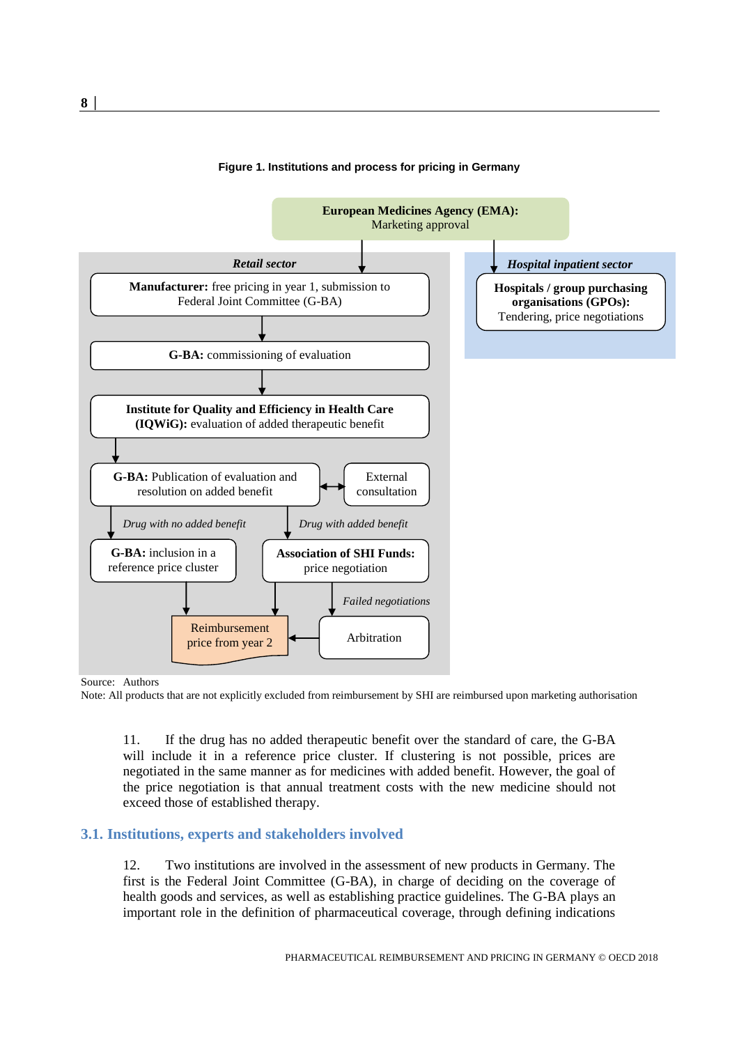**Figure 1. Institutions and process for pricing in Germany**

**European Medicines Agency (EMA):** Marketing approval

*Retail sector*

**Manufacturer:** free pricing in year 1, submission to Federal Joint Committee (G-BA)

**G-BA:** commissioning of evaluation

**Institute for Quality and Efficiency in Health Care (IQWiG):** evaluation of added therapeutic benefit

**G-BA:** Publication of evaluation and resolution on added benefit ↔ External consultation

*Drug with no added benefit* → **G-BA:** inclusion in a reference price cluster

*Drug with added benefit* → **Association of SHI Funds:** price negotiation

*Failed negotiations* → Arbitration

Reimbursement price from year 2

*Hospital inpatient sector*

**Hospitals / group purchasing organisations (GPOs):** Tendering, price negotiations

Source: Authors

Note: All products that are not explicitly excluded from reimbursement by SHI are reimbursed upon marketing authorisation

11. If the drug has no added therapeutic benefit over the standard of care, the G-BA will include it in a reference price cluster. If clustering is not possible, prices are negotiated in the same manner as for medicines with added benefit. However, the goal of the price negotiation is that annual treatment costs with the new medicine should not exceed those of established therapy.

## 3.1. Institutions, experts and stakeholders involved

12. Two institutions are involved in the assessment of new products in Germany. The first is the Federal Joint Committee (G-BA), in charge of deciding on the coverage of health goods and services, as well as establishing practice guidelines. The G-BA plays an important role in the definition of pharmaceutical coverage, through defining indications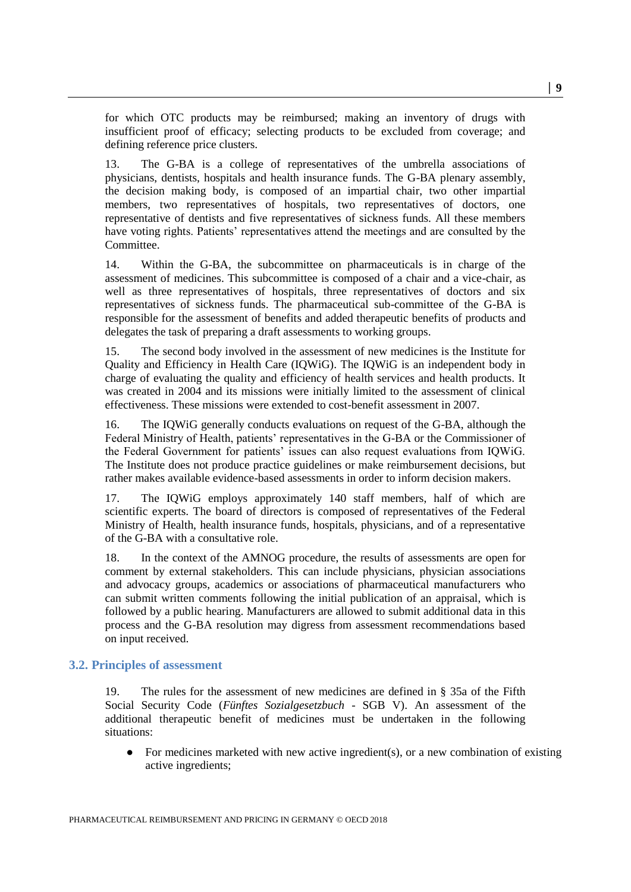for which OTC products may be reimbursed; making an inventory of drugs with insufficient proof of efficacy; selecting products to be excluded from coverage; and defining reference price clusters.

13. The G-BA is a college of representatives of the umbrella associations of physicians, dentists, hospitals and health insurance funds. The G-BA plenary assembly, the decision making body, is composed of an impartial chair, two other impartial members, two representatives of hospitals, two representatives of doctors, one representative of dentists and five representatives of sickness funds. All these members have voting rights. Patients' representatives attend the meetings and are consulted by the Committee.

14. Within the G-BA, the subcommittee on pharmaceuticals is in charge of the assessment of medicines. This subcommittee is composed of a chair and a vice-chair, as well as three representatives of hospitals, three representatives of doctors and six representatives of sickness funds. The pharmaceutical sub-committee of the G-BA is responsible for the assessment of benefits and added therapeutic benefits of products and delegates the task of preparing a draft assessments to working groups.

15. The second body involved in the assessment of new medicines is the Institute for Quality and Efficiency in Health Care (IQWiG). The IQWiG is an independent body in charge of evaluating the quality and efficiency of health services and health products. It was created in 2004 and its missions were initially limited to the assessment of clinical effectiveness. These missions were extended to cost-benefit assessment in 2007.

16. The IQWiG generally conducts evaluations on request of the G-BA, although the Federal Ministry of Health, patients' representatives in the G-BA or the Commissioner of the Federal Government for patients' issues can also request evaluations from IQWiG. The Institute does not produce practice guidelines or make reimbursement decisions, but rather makes available evidence-based assessments in order to inform decision makers.

17. The IQWiG employs approximately 140 staff members, half of which are scientific experts. The board of directors is composed of representatives of the Federal Ministry of Health, health insurance funds, hospitals, physicians, and of a representative of the G-BA with a consultative role.

18. In the context of the AMNOG procedure, the results of assessments are open for comment by external stakeholders. This can include physicians, physician associations and advocacy groups, academics or associations of pharmaceutical manufacturers who can submit written comments following the initial publication of an appraisal, which is followed by a public hearing. Manufacturers are allowed to submit additional data in this process and the G-BA resolution may digress from assessment recommendations based on input received.

## 3.2. Principles of assessment

19. The rules for the assessment of new medicines are defined in § 35a of the Fifth Social Security Code (*Fünftes Sozialgesetzbuch* - SGB V). An assessment of the additional therapeutic benefit of medicines must be undertaken in the following situations:

- For medicines marketed with new active ingredient(s), or a new combination of existing active ingredients;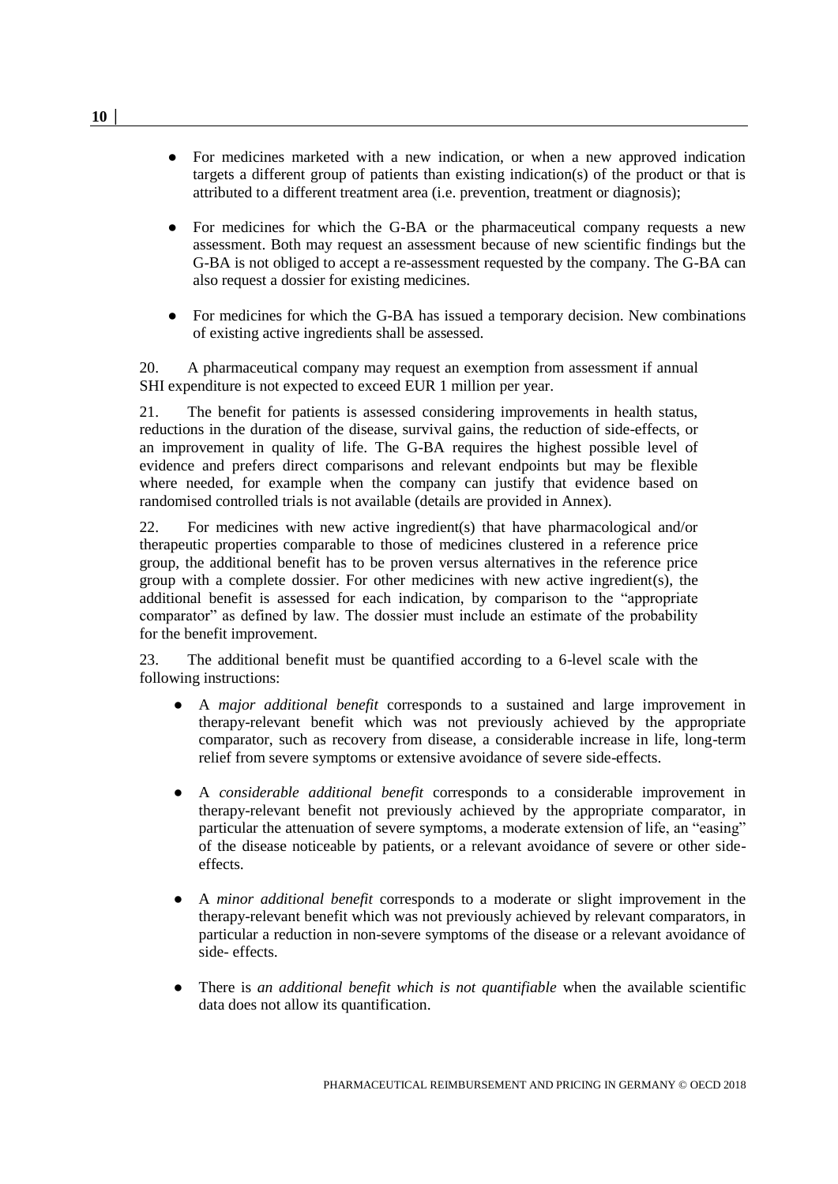- For medicines marketed with a new indication, or when a new approved indication targets a different group of patients than existing indication(s) of the product or that is attributed to a different treatment area (i.e. prevention, treatment or diagnosis);

- For medicines for which the G-BA or the pharmaceutical company requests a new assessment. Both may request an assessment because of new scientific findings but the G-BA is not obliged to accept a re-assessment requested by the company. The G-BA can also request a dossier for existing medicines.

- For medicines for which the G-BA has issued a temporary decision. New combinations of existing active ingredients shall be assessed.

20. A pharmaceutical company may request an exemption from assessment if annual SHI expenditure is not expected to exceed EUR 1 million per year.

21. The benefit for patients is assessed considering improvements in health status, reductions in the duration of the disease, survival gains, the reduction of side-effects, or an improvement in quality of life. The G-BA requires the highest possible level of evidence and prefers direct comparisons and relevant endpoints but may be flexible where needed, for example when the company can justify that evidence based on randomised controlled trials is not available (details are provided in Annex).

22. For medicines with new active ingredient(s) that have pharmacological and/or therapeutic properties comparable to those of medicines clustered in a reference price group, the additional benefit has to be proven versus alternatives in the reference price group with a complete dossier. For other medicines with new active ingredient(s), the additional benefit is assessed for each indication, by comparison to the "appropriate comparator" as defined by law. The dossier must include an estimate of the probability for the benefit improvement.

23. The additional benefit must be quantified according to a 6-level scale with the following instructions:

- A *major additional benefit* corresponds to a sustained and large improvement in therapy-relevant benefit which was not previously achieved by the appropriate comparator, such as recovery from disease, a considerable increase in life, long-term relief from severe symptoms or extensive avoidance of severe side-effects.

- A *considerable additional benefit* corresponds to a considerable improvement in therapy-relevant benefit not previously achieved by the appropriate comparator, in particular the attenuation of severe symptoms, a moderate extension of life, an "easing" of the disease noticeable by patients, or a relevant avoidance of severe or other side-effects.

- A *minor additional benefit* corresponds to a moderate or slight improvement in the therapy-relevant benefit which was not previously achieved by relevant comparators, in particular a reduction in non-severe symptoms of the disease or a relevant avoidance of side- effects.

- There is *an additional benefit which is not quantifiable* when the available scientific data does not allow its quantification.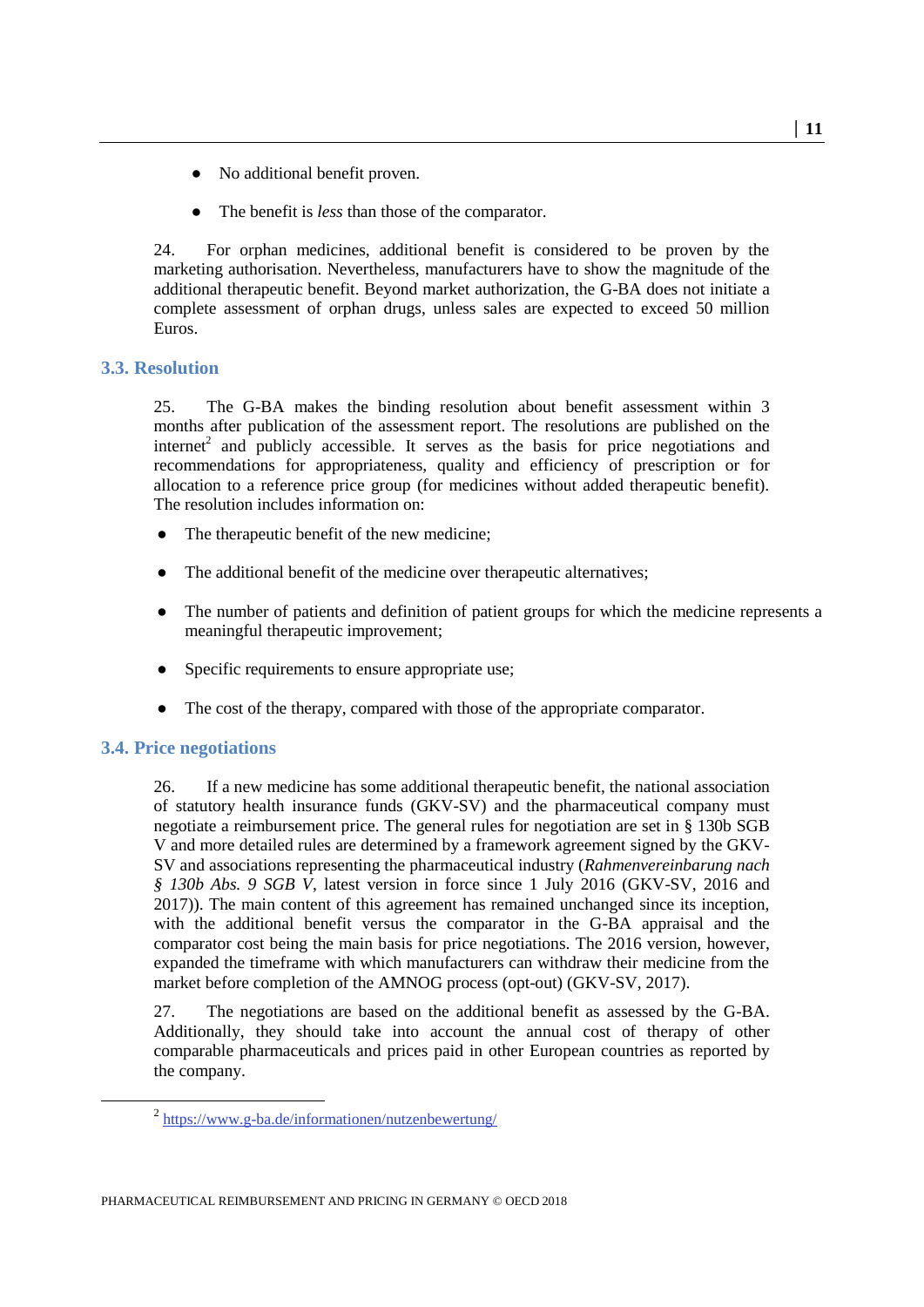- No additional benefit proven.
- The benefit is *less* than those of the comparator.

24. For orphan medicines, additional benefit is considered to be proven by the marketing authorisation. Nevertheless, manufacturers have to show the magnitude of the additional therapeutic benefit. Beyond market authorization, the G-BA does not initiate a complete assessment of orphan drugs, unless sales are expected to exceed 50 million Euros.

### 3.3. Resolution

25. The G-BA makes the binding resolution about benefit assessment within 3 months after publication of the assessment report. The resolutions are published on the internet[2] and publicly accessible. It serves as the basis for price negotiations and recommendations for appropriateness, quality and efficiency of prescription or for allocation to a reference price group (for medicines without added therapeutic benefit). The resolution includes information on:

- The therapeutic benefit of the new medicine;
- The additional benefit of the medicine over therapeutic alternatives;
- The number of patients and definition of patient groups for which the medicine represents a meaningful therapeutic improvement;
- Specific requirements to ensure appropriate use;
- The cost of the therapy, compared with those of the appropriate comparator.

### 3.4. Price negotiations

26. If a new medicine has some additional therapeutic benefit, the national association of statutory health insurance funds (GKV-SV) and the pharmaceutical company must negotiate a reimbursement price. The general rules for negotiation are set in § 130b SGB V and more detailed rules are determined by a framework agreement signed by the GKV-SV and associations representing the pharmaceutical industry (*Rahmenvereinbarung nach § 130b Abs. 9 SGB V*, latest version in force since 1 July 2016 (GKV-SV, 2016 and 2017)). The main content of this agreement has remained unchanged since its inception, with the additional benefit versus the comparator in the G-BA appraisal and the comparator cost being the main basis for price negotiations. The 2016 version, however, expanded the timeframe with which manufacturers can withdraw their medicine from the market before completion of the AMNOG process (opt-out) (GKV-SV, 2017).

27. The negotiations are based on the additional benefit as assessed by the G-BA. Additionally, they should take into account the annual cost of therapy of other comparable pharmaceuticals and prices paid in other European countries as reported by the company.

[2] https://www.g-ba.de/informationen/nutzenbewertung/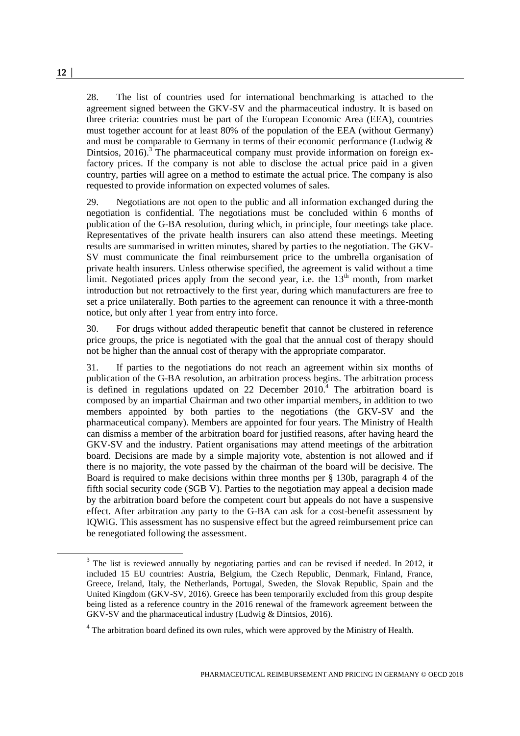28. The list of countries used for international benchmarking is attached to the agreement signed between the GKV-SV and the pharmaceutical industry. It is based on three criteria: countries must be part of the European Economic Area (EEA), countries must together account for at least 80% of the population of the EEA (without Germany) and must be comparable to Germany in terms of their economic performance (Ludwig & Dintsios, 2016).[3] The pharmaceutical company must provide information on foreign ex-factory prices. If the company is not able to disclose the actual price paid in a given country, parties will agree on a method to estimate the actual price. The company is also requested to provide information on expected volumes of sales.

29. Negotiations are not open to the public and all information exchanged during the negotiation is confidential. The negotiations must be concluded within 6 months of publication of the G-BA resolution, during which, in principle, four meetings take place. Representatives of the private health insurers can also attend these meetings. Meeting results are summarised in written minutes, shared by parties to the negotiation. The GKV-SV must communicate the final reimbursement price to the umbrella organisation of private health insurers. Unless otherwise specified, the agreement is valid without a time limit. Negotiated prices apply from the second year, i.e. the 13th month, from market introduction but not retroactively to the first year, during which manufacturers are free to set a price unilaterally. Both parties to the agreement can renounce it with a three-month notice, but only after 1 year from entry into force.

30. For drugs without added therapeutic benefit that cannot be clustered in reference price groups, the price is negotiated with the goal that the annual cost of therapy should not be higher than the annual cost of therapy with the appropriate comparator.

31. If parties to the negotiations do not reach an agreement within six months of publication of the G-BA resolution, an arbitration process begins. The arbitration process is defined in regulations updated on 22 December 2010.[4] The arbitration board is composed by an impartial Chairman and two other impartial members, in addition to two members appointed by both parties to the negotiations (the GKV-SV and the pharmaceutical company). Members are appointed for four years. The Ministry of Health can dismiss a member of the arbitration board for justified reasons, after having heard the GKV-SV and the industry. Patient organisations may attend meetings of the arbitration board. Decisions are made by a simple majority vote, abstention is not allowed and if there is no majority, the vote passed by the chairman of the board will be decisive. The Board is required to make decisions within three months per § 130b, paragraph 4 of the fifth social security code (SGB V). Parties to the negotiation may appeal a decision made by the arbitration board before the competent court but appeals do not have a suspensive effect. After arbitration any party to the G-BA can ask for a cost-benefit assessment by IQWiG. This assessment has no suspensive effect but the agreed reimbursement price can be renegotiated following the assessment.

[3] The list is reviewed annually by negotiating parties and can be revised if needed. In 2012, it included 15 EU countries: Austria, Belgium, the Czech Republic, Denmark, Finland, France, Greece, Ireland, Italy, the Netherlands, Portugal, Sweden, the Slovak Republic, Spain and the United Kingdom (GKV-SV, 2016). Greece has been temporarily excluded from this group despite being listed as a reference country in the 2016 renewal of the framework agreement between the GKV-SV and the pharmaceutical industry (Ludwig & Dintsios, 2016).

[4] The arbitration board defined its own rules, which were approved by the Ministry of Health.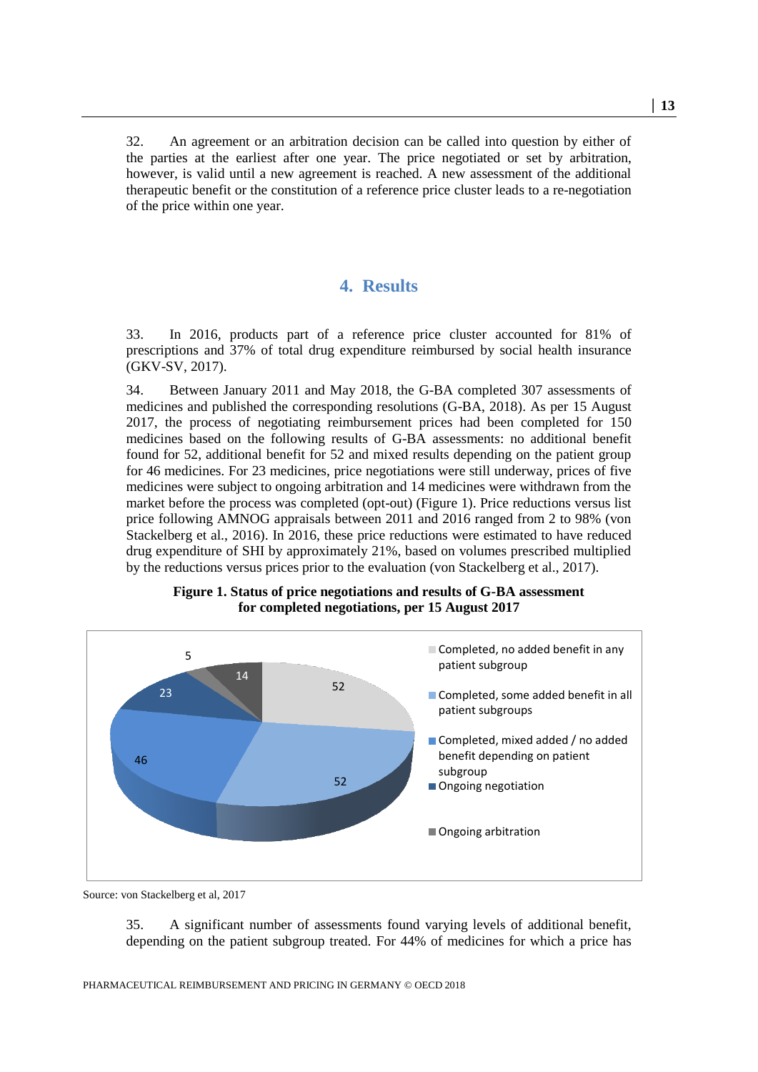32. An agreement or an arbitration decision can be called into question by either of the parties at the earliest after one year. The price negotiated or set by arbitration, however, is valid until a new agreement is reached. A new assessment of the additional therapeutic benefit or the constitution of a reference price cluster leads to a re-negotiation of the price within one year.

## 4. Results

33. In 2016, products part of a reference price cluster accounted for 81% of prescriptions and 37% of total drug expenditure reimbursed by social health insurance (GKV-SV, 2017).

34. Between January 2011 and May 2018, the G-BA completed 307 assessments of medicines and published the corresponding resolutions (G-BA, 2018). As per 15 August 2017, the process of negotiating reimbursement prices had been completed for 150 medicines based on the following results of G-BA assessments: no additional benefit found for 52, additional benefit for 52 and mixed results depending on the patient group for 46 medicines. For 23 medicines, price negotiations were still underway, prices of five medicines were subject to ongoing arbitration and 14 medicines were withdrawn from the market before the process was completed (opt-out) (Figure 1). Price reductions versus list price following AMNOG appraisals between 2011 and 2016 ranged from 2 to 98% (von Stackelberg et al., 2016). In 2016, these price reductions were estimated to have reduced drug expenditure of SHI by approximately 21%, based on volumes prescribed multiplied by the reductions versus prices prior to the evaluation (von Stackelberg et al., 2017).

**Figure 1. Status of price negotiations and results of G-BA assessment for completed negotiations, per 15 August 2017**

| Category | Number |
| --- | --- |
| Completed, no added benefit in any patient subgroup | 52 |
| Completed, some added benefit in all patient subgroups | 52 |
| Completed, mixed added / no added benefit depending on patient subgroup | 46 |
| Ongoing negotiation | 23 |
| Ongoing arbitration | 5 |
| (unlabelled) | 14 |

Source: von Stackelberg et al, 2017

35. A significant number of assessments found varying levels of additional benefit, depending on the patient subgroup treated. For 44% of medicines for which a price has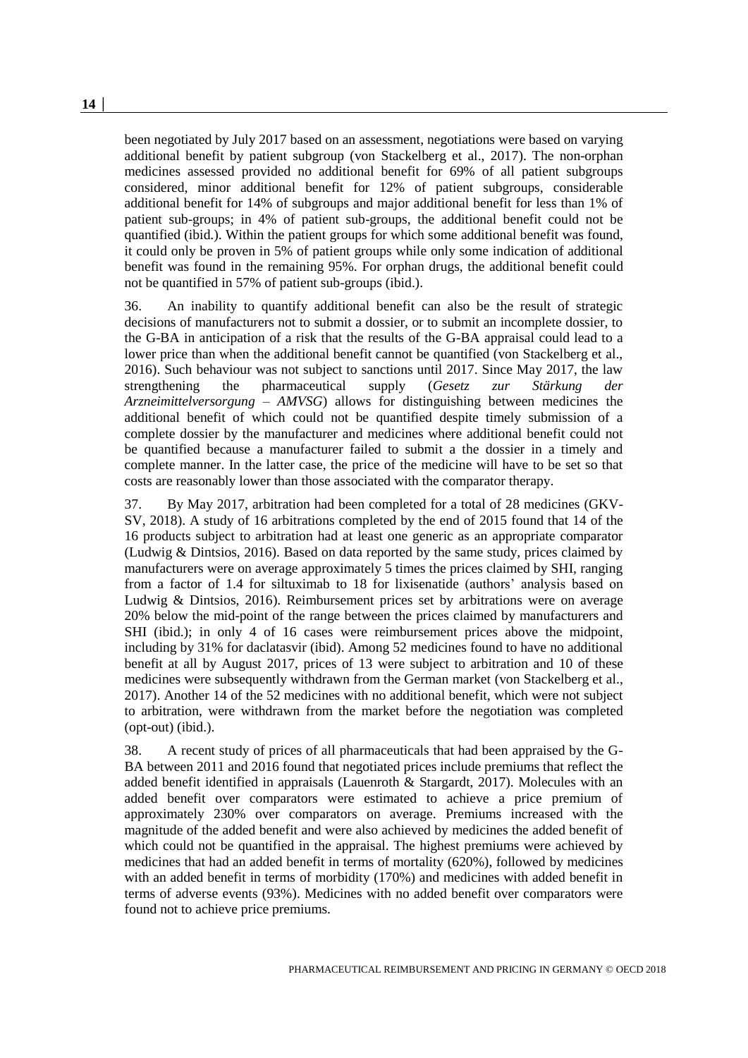been negotiated by July 2017 based on an assessment, negotiations were based on varying additional benefit by patient subgroup (von Stackelberg et al., 2017). The non-orphan medicines assessed provided no additional benefit for 69% of all patient subgroups considered, minor additional benefit for 12% of patient subgroups, considerable additional benefit for 14% of subgroups and major additional benefit for less than 1% of patient sub-groups; in 4% of patient sub-groups, the additional benefit could not be quantified (ibid.). Within the patient groups for which some additional benefit was found, it could only be proven in 5% of patient groups while only some indication of additional benefit was found in the remaining 95%. For orphan drugs, the additional benefit could not be quantified in 57% of patient sub-groups (ibid.).

36. An inability to quantify additional benefit can also be the result of strategic decisions of manufacturers not to submit a dossier, or to submit an incomplete dossier, to the G-BA in anticipation of a risk that the results of the G-BA appraisal could lead to a lower price than when the additional benefit cannot be quantified (von Stackelberg et al., 2016). Such behaviour was not subject to sanctions until 2017. Since May 2017, the law strengthening the pharmaceutical supply (*Gesetz zur Stärkung der Arzneimittelversorgung – AMVSG*) allows for distinguishing between medicines the additional benefit of which could not be quantified despite timely submission of a complete dossier by the manufacturer and medicines where additional benefit could not be quantified because a manufacturer failed to submit a the dossier in a timely and complete manner. In the latter case, the price of the medicine will have to be set so that costs are reasonably lower than those associated with the comparator therapy.

37. By May 2017, arbitration had been completed for a total of 28 medicines (GKV-SV, 2018). A study of 16 arbitrations completed by the end of 2015 found that 14 of the 16 products subject to arbitration had at least one generic as an appropriate comparator (Ludwig & Dintsios, 2016). Based on data reported by the same study, prices claimed by manufacturers were on average approximately 5 times the prices claimed by SHI, ranging from a factor of 1.4 for siltuximab to 18 for lixisenatide (authors' analysis based on Ludwig & Dintsios, 2016). Reimbursement prices set by arbitrations were on average 20% below the mid-point of the range between the prices claimed by manufacturers and SHI (ibid.); in only 4 of 16 cases were reimbursement prices above the midpoint, including by 31% for daclatasvir (ibid). Among 52 medicines found to have no additional benefit at all by August 2017, prices of 13 were subject to arbitration and 10 of these medicines were subsequently withdrawn from the German market (von Stackelberg et al., 2017). Another 14 of the 52 medicines with no additional benefit, which were not subject to arbitration, were withdrawn from the market before the negotiation was completed (opt-out) (ibid.).

38. A recent study of prices of all pharmaceuticals that had been appraised by the G-BA between 2011 and 2016 found that negotiated prices include premiums that reflect the added benefit identified in appraisals (Lauenroth & Stargardt, 2017). Molecules with an added benefit over comparators were estimated to achieve a price premium of approximately 230% over comparators on average. Premiums increased with the magnitude of the added benefit and were also achieved by medicines the added benefit of which could not be quantified in the appraisal. The highest premiums were achieved by medicines that had an added benefit in terms of mortality (620%), followed by medicines with an added benefit in terms of morbidity (170%) and medicines with added benefit in terms of adverse events (93%). Medicines with no added benefit over comparators were found not to achieve price premiums.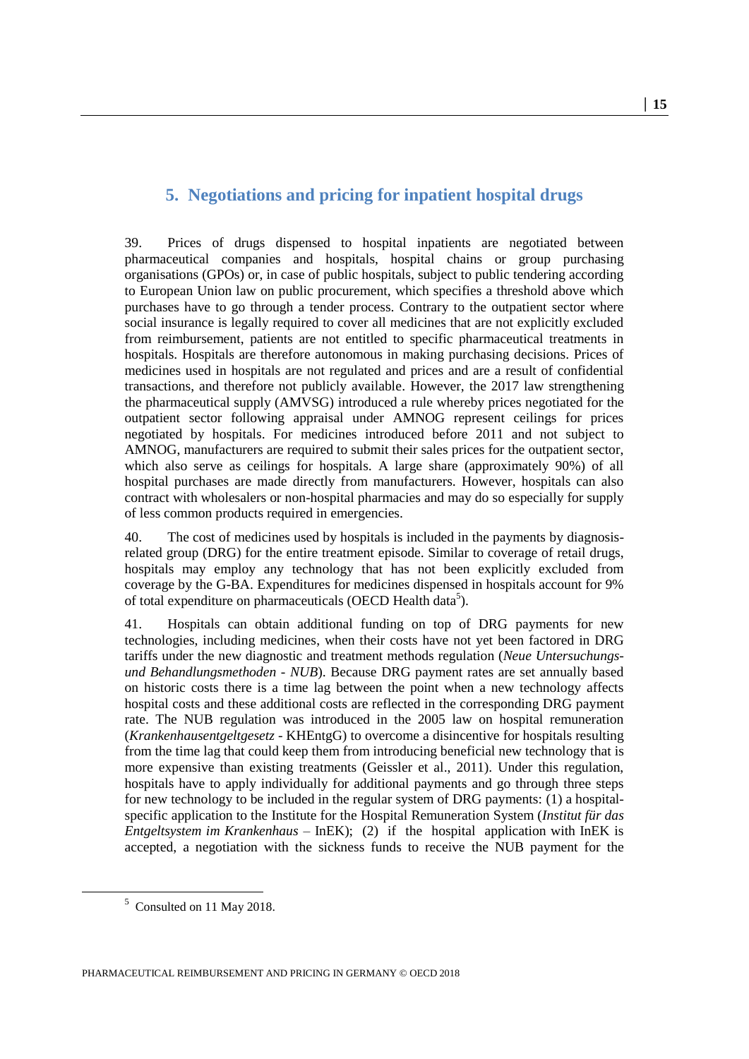## 5. Negotiations and pricing for inpatient hospital drugs

39. Prices of drugs dispensed to hospital inpatients are negotiated between pharmaceutical companies and hospitals, hospital chains or group purchasing organisations (GPOs) or, in case of public hospitals, subject to public tendering according to European Union law on public procurement, which specifies a threshold above which purchases have to go through a tender process. Contrary to the outpatient sector where social insurance is legally required to cover all medicines that are not explicitly excluded from reimbursement, patients are not entitled to specific pharmaceutical treatments in hospitals. Hospitals are therefore autonomous in making purchasing decisions. Prices of medicines used in hospitals are not regulated and prices and are a result of confidential transactions, and therefore not publicly available. However, the 2017 law strengthening the pharmaceutical supply (AMVSG) introduced a rule whereby prices negotiated for the outpatient sector following appraisal under AMNOG represent ceilings for prices negotiated by hospitals. For medicines introduced before 2011 and not subject to AMNOG, manufacturers are required to submit their sales prices for the outpatient sector, which also serve as ceilings for hospitals. A large share (approximately 90%) of all hospital purchases are made directly from manufacturers. However, hospitals can also contract with wholesalers or non-hospital pharmacies and may do so especially for supply of less common products required in emergencies.

40. The cost of medicines used by hospitals is included in the payments by diagnosis-related group (DRG) for the entire treatment episode. Similar to coverage of retail drugs, hospitals may employ any technology that has not been explicitly excluded from coverage by the G-BA. Expenditures for medicines dispensed in hospitals account for 9% of total expenditure on pharmaceuticals (OECD Health data[5]).

41. Hospitals can obtain additional funding on top of DRG payments for new technologies, including medicines, when their costs have not yet been factored in DRG tariffs under the new diagnostic and treatment methods regulation (*Neue Untersuchungs- und Behandlungsmethoden - NUB*). Because DRG payment rates are set annually based on historic costs there is a time lag between the point when a new technology affects hospital costs and these additional costs are reflected in the corresponding DRG payment rate. The NUB regulation was introduced in the 2005 law on hospital remuneration (*Krankenhausentgeltgesetz* - KHEntgG) to overcome a disincentive for hospitals resulting from the time lag that could keep them from introducing beneficial new technology that is more expensive than existing treatments (Geissler et al., 2011). Under this regulation, hospitals have to apply individually for additional payments and go through three steps for new technology to be included in the regular system of DRG payments: (1) a hospital-specific application to the Institute for the Hospital Remuneration System (*Institut für das Entgeltsystem im Krankenhaus* – InEK); (2) if the hospital application with InEK is accepted, a negotiation with the sickness funds to receive the NUB payment for the

[5] Consulted on 11 May 2018.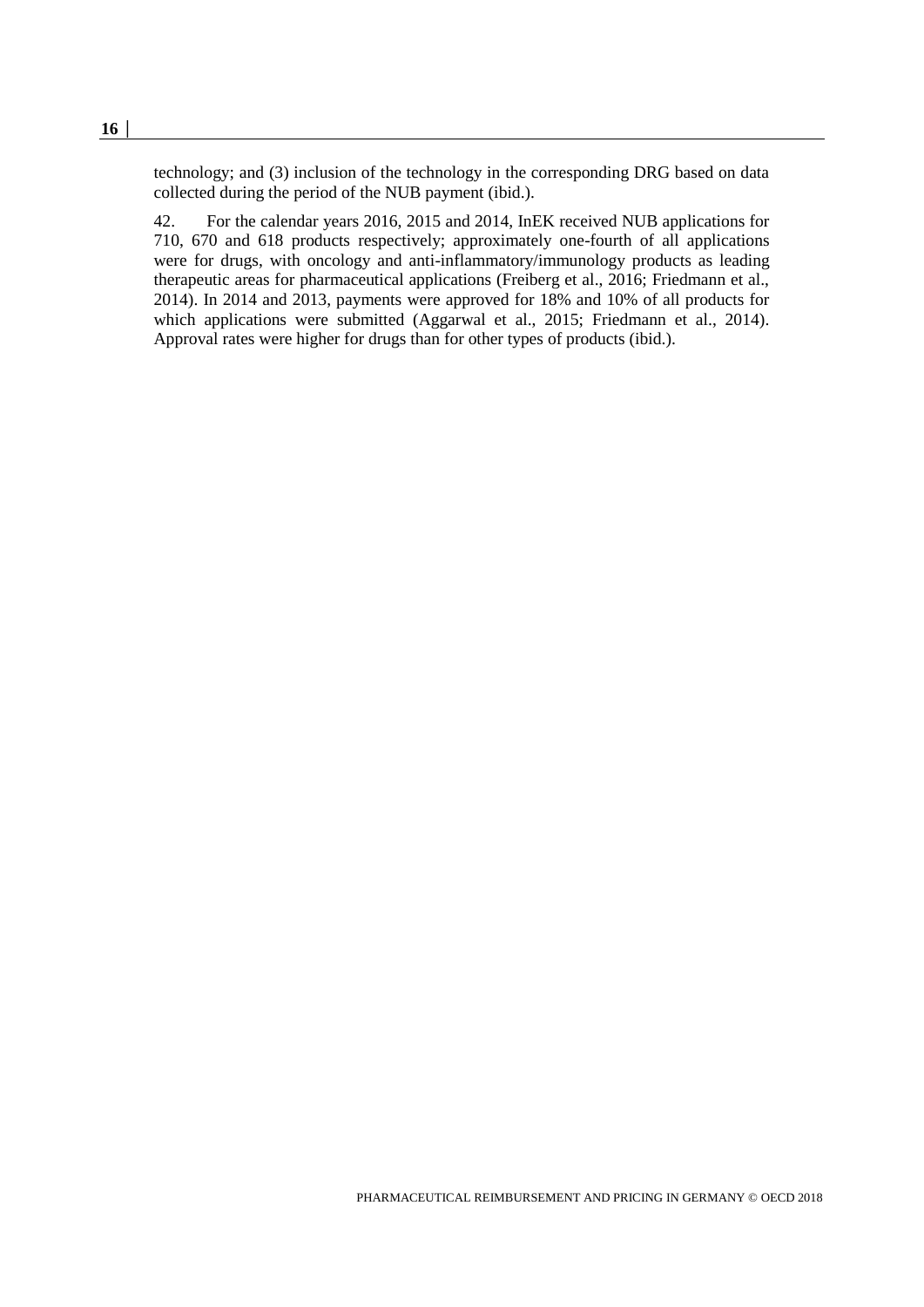technology; and (3) inclusion of the technology in the corresponding DRG based on data collected during the period of the NUB payment (ibid.).

42. For the calendar years 2016, 2015 and 2014, InEK received NUB applications for 710, 670 and 618 products respectively; approximately one-fourth of all applications were for drugs, with oncology and anti-inflammatory/immunology products as leading therapeutic areas for pharmaceutical applications (Freiberg et al., 2016; Friedmann et al., 2014). In 2014 and 2013, payments were approved for 18% and 10% of all products for which applications were submitted (Aggarwal et al., 2015; Friedmann et al., 2014). Approval rates were higher for drugs than for other types of products (ibid.).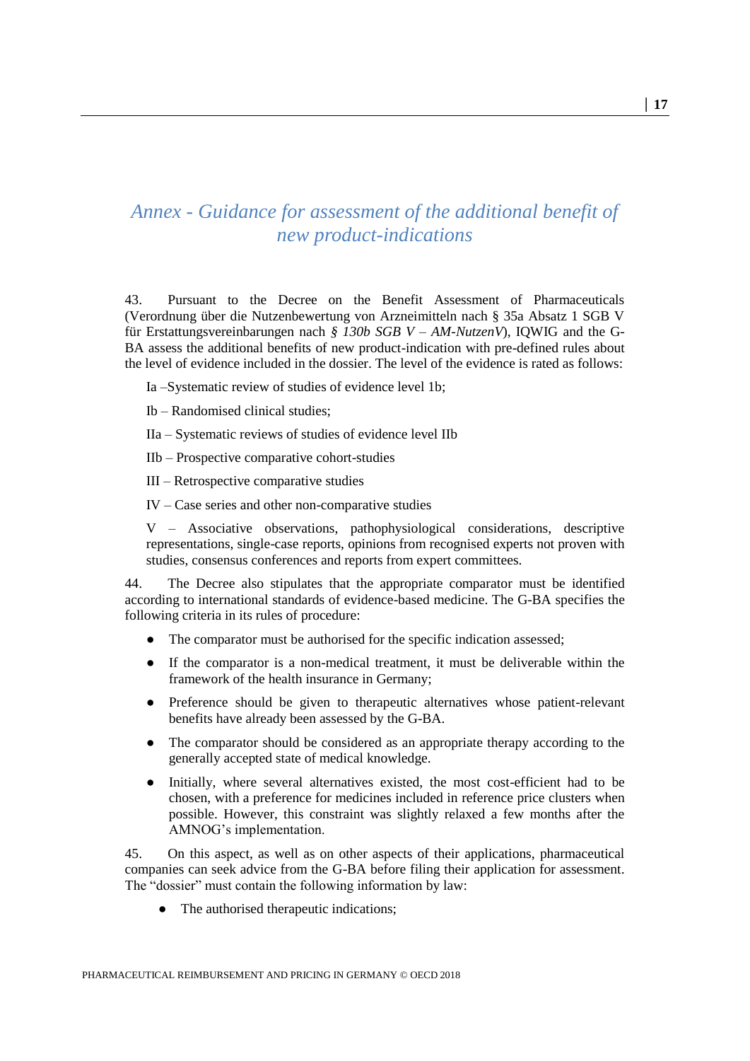# *Annex - Guidance for assessment of the additional benefit of new product-indications*

43. Pursuant to the Decree on the Benefit Assessment of Pharmaceuticals (Verordnung über die Nutzenbewertung von Arzneimitteln nach § 35a Absatz 1 SGB V für Erstattungsvereinbarungen nach *§ 130b SGB V – AM-NutzenV*), IQWIG and the G-BA assess the additional benefits of new product-indication with pre-defined rules about the level of evidence included in the dossier. The level of the evidence is rated as follows:

Ia –Systematic review of studies of evidence level 1b;

Ib – Randomised clinical studies;

IIa – Systematic reviews of studies of evidence level IIb

IIb – Prospective comparative cohort-studies

III – Retrospective comparative studies

IV – Case series and other non-comparative studies

V – Associative observations, pathophysiological considerations, descriptive representations, single-case reports, opinions from recognised experts not proven with studies, consensus conferences and reports from expert committees.

44. The Decree also stipulates that the appropriate comparator must be identified according to international standards of evidence-based medicine. The G-BA specifies the following criteria in its rules of procedure:

- The comparator must be authorised for the specific indication assessed;
- If the comparator is a non-medical treatment, it must be deliverable within the framework of the health insurance in Germany;
- Preference should be given to therapeutic alternatives whose patient-relevant benefits have already been assessed by the G-BA.
- The comparator should be considered as an appropriate therapy according to the generally accepted state of medical knowledge.
- Initially, where several alternatives existed, the most cost-efficient had to be chosen, with a preference for medicines included in reference price clusters when possible. However, this constraint was slightly relaxed a few months after the AMNOG's implementation.

45. On this aspect, as well as on other aspects of their applications, pharmaceutical companies can seek advice from the G-BA before filing their application for assessment. The "dossier" must contain the following information by law:

- The authorised therapeutic indications;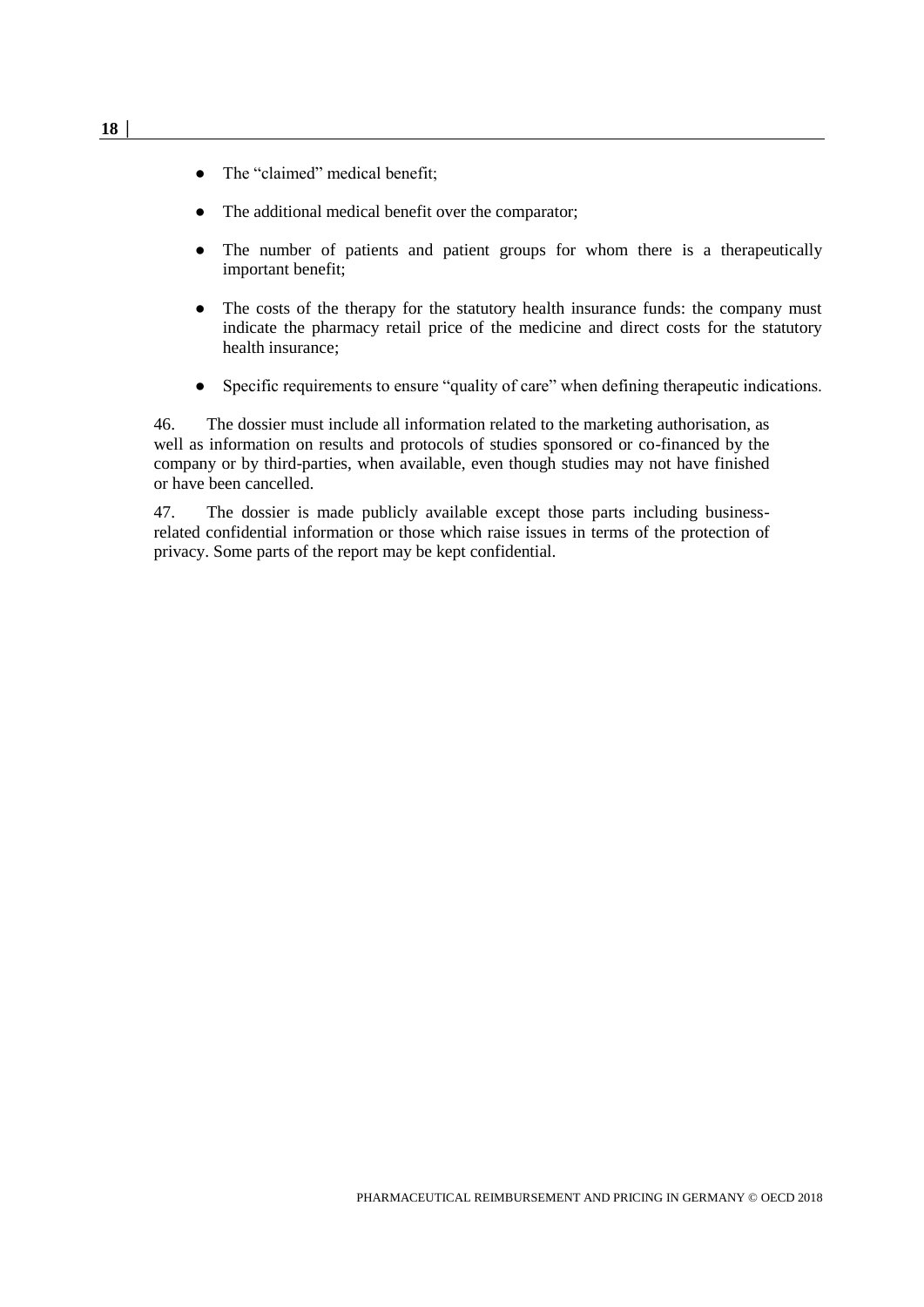- The "claimed" medical benefit;
- The additional medical benefit over the comparator;
- The number of patients and patient groups for whom there is a therapeutically important benefit;
- The costs of the therapy for the statutory health insurance funds: the company must indicate the pharmacy retail price of the medicine and direct costs for the statutory health insurance;
- Specific requirements to ensure "quality of care" when defining therapeutic indications.

46. The dossier must include all information related to the marketing authorisation, as well as information on results and protocols of studies sponsored or co-financed by the company or by third-parties, when available, even though studies may not have finished or have been cancelled.

47. The dossier is made publicly available except those parts including business-related confidential information or those which raise issues in terms of the protection of privacy. Some parts of the report may be kept confidential.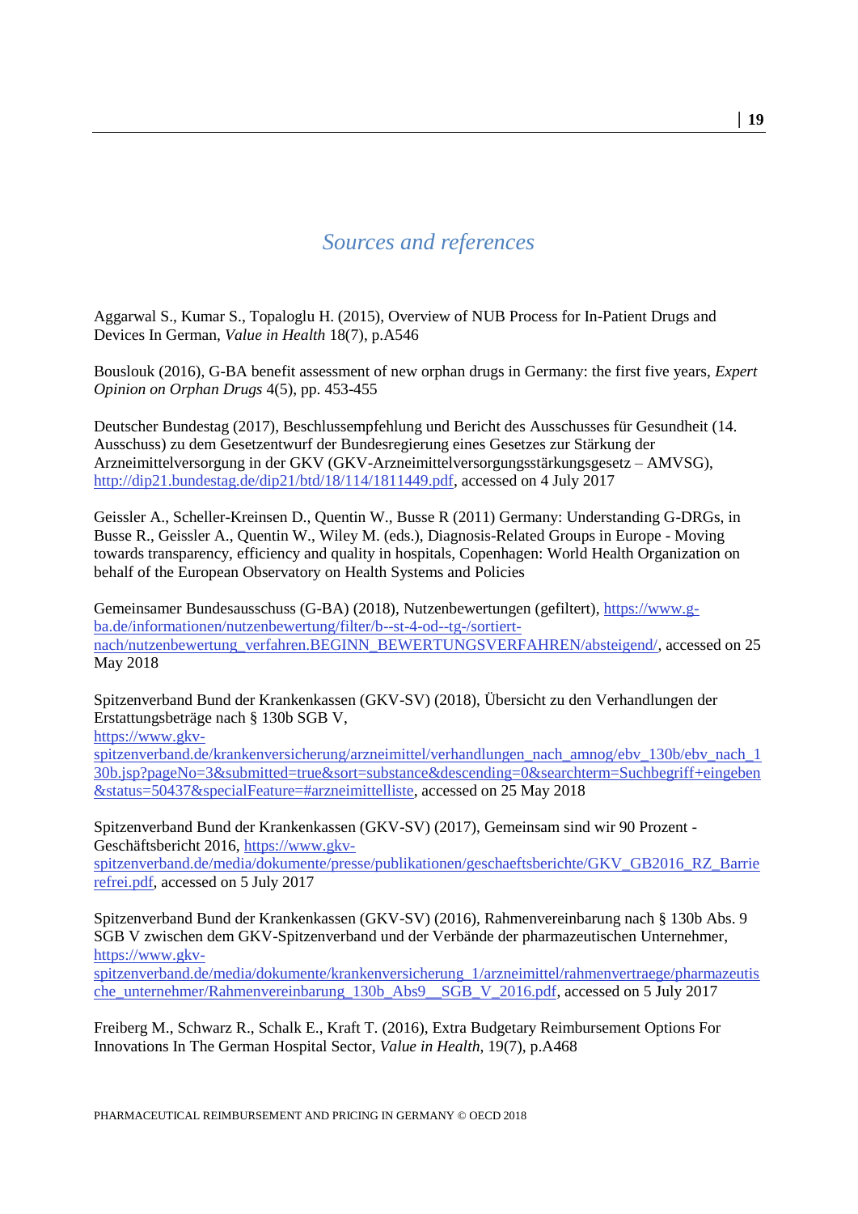## *Sources and references*

Aggarwal S., Kumar S., Topaloglu H. (2015), Overview of NUB Process for In-Patient Drugs and Devices In German, *Value in Health* 18(7), p.A546

Bouslouk (2016), G-BA benefit assessment of new orphan drugs in Germany: the first five years, *Expert Opinion on Orphan Drugs* 4(5), pp. 453-455

Deutscher Bundestag (2017), Beschlussempfehlung und Bericht des Ausschusses für Gesundheit (14. Ausschuss) zu dem Gesetzentwurf der Bundesregierung eines Gesetzes zur Stärkung der Arzneimittelversorgung in der GKV (GKV-Arzneimittelversorgungsstärkungsgesetz – AMVSG), http://dip21.bundestag.de/dip21/btd/18/114/1811449.pdf, accessed on 4 July 2017

Geissler A., Scheller-Kreinsen D., Quentin W., Busse R (2011) Germany: Understanding G-DRGs, in Busse R., Geissler A., Quentin W., Wiley M. (eds.), Diagnosis-Related Groups in Europe - Moving towards transparency, efficiency and quality in hospitals, Copenhagen: World Health Organization on behalf of the European Observatory on Health Systems and Policies

Gemeinsamer Bundesausschuss (G-BA) (2018), Nutzenbewertungen (gefiltert), https://www.g-ba.de/informationen/nutzenbewertung/filter/b--st-4-od--tg-/sortiert-nach/nutzenbewertung_verfahren.BEGINN_BEWERTUNGSVERFAHREN/absteigend/, accessed on 25 May 2018

Spitzenverband Bund der Krankenkassen (GKV-SV) (2018), Übersicht zu den Verhandlungen der Erstattungsbeträge nach § 130b SGB V, https://www.gkv-spitzenverband.de/krankenversicherung/arzneimittel/verhandlungen_nach_amnog/ebv_130b/ebv_nach_130b.jsp?pageNo=3&submitted=true&sort=substance&descending=0&searchterm=Suchbegriff+eingeben&status=50437&specialFeature=#arzneimittelliste, accessed on 25 May 2018

Spitzenverband Bund der Krankenkassen (GKV-SV) (2017), Gemeinsam sind wir 90 Prozent - Geschäftsbericht 2016, https://www.gkv-spitzenverband.de/media/dokumente/presse/publikationen/geschaeftsberichte/GKV_GB2016_RZ_Barrierefrei.pdf, accessed on 5 July 2017

Spitzenverband Bund der Krankenkassen (GKV-SV) (2016), Rahmenvereinbarung nach § 130b Abs. 9 SGB V zwischen dem GKV-Spitzenverband und der Verbände der pharmazeutischen Unternehmer, https://www.gkv-spitzenverband.de/media/dokumente/krankenversicherung_1/arzneimittel/rahmenvertraege/pharmazeutische_unternehmer/Rahmenvereinbarung_130b_Abs9__SGB_V_2016.pdf, accessed on 5 July 2017

Freiberg M., Schwarz R., Schalk E., Kraft T. (2016), Extra Budgetary Reimbursement Options For Innovations In The German Hospital Sector, *Value in Health*, 19(7), p.A468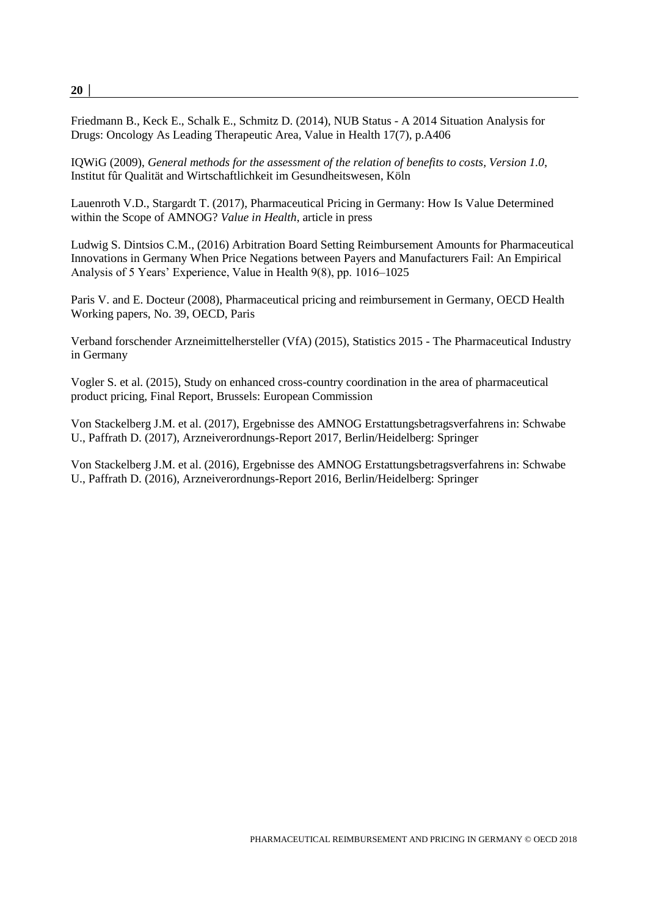Friedmann B., Keck E., Schalk E., Schmitz D. (2014), NUB Status - A 2014 Situation Analysis for Drugs: Oncology As Leading Therapeutic Area, Value in Health 17(7), p.A406

IQWiG (2009), *General methods for the assessment of the relation of benefits to costs, Version 1.0*, Institut fûr Qualität and Wirtschaftlichkeit im Gesundheitswesen, Köln

Lauenroth V.D., Stargardt T. (2017), Pharmaceutical Pricing in Germany: How Is Value Determined within the Scope of AMNOG? *Value in Health*, article in press

Ludwig S. Dintsios C.M., (2016) Arbitration Board Setting Reimbursement Amounts for Pharmaceutical Innovations in Germany When Price Negations between Payers and Manufacturers Fail: An Empirical Analysis of 5 Years' Experience, Value in Health 9(8), pp. 1016–1025

Paris V. and E. Docteur (2008), Pharmaceutical pricing and reimbursement in Germany, OECD Health Working papers, No. 39, OECD, Paris

Verband forschender Arzneimittelhersteller (VfA) (2015), Statistics 2015 - The Pharmaceutical Industry in Germany

Vogler S. et al. (2015), Study on enhanced cross-country coordination in the area of pharmaceutical product pricing, Final Report, Brussels: European Commission

Von Stackelberg J.M. et al. (2017), Ergebnisse des AMNOG Erstattungsbetragsverfahrens in: Schwabe U., Paffrath D. (2017), Arzneiverordnungs-Report 2017, Berlin/Heidelberg: Springer

Von Stackelberg J.M. et al. (2016), Ergebnisse des AMNOG Erstattungsbetragsverfahrens in: Schwabe U., Paffrath D. (2016), Arzneiverordnungs-Report 2016, Berlin/Heidelberg: Springer